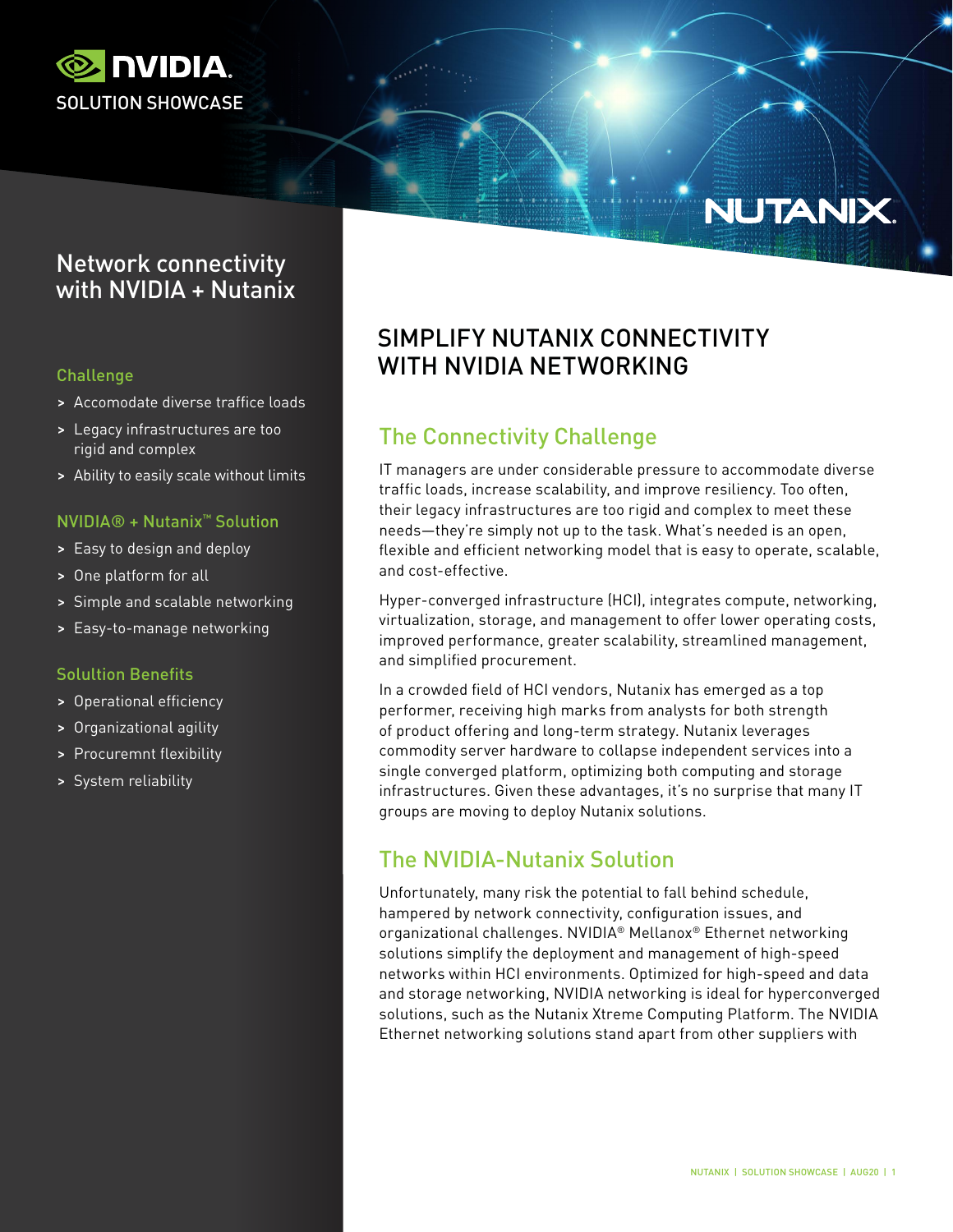NVIDIA

SOLUTION SHOWCASE

NUTANIX

# Network connectivity with NVIDIA + Nutanix

### Challenge

- > Accomodate diverse traffice loads
- > Legacy infrastructures are too rigid and complex
- > Ability to easily scale without limits

### NVIDIA® + Nutanix™ Solution

- > Easy to design and deploy
- > One platform for all
- > Simple and scalable networking
- > Easy-to-manage networking

### Solultion Benefits

- > Operational efficiency
- > Organizational agility
- > Procuremnt flexibility
- > System reliability

# SIMPLIFY NUTANIX CONNECTIVITY WITH NVIDIA NETWORKING

## The Connectivity Challenge

IT managers are under considerable pressure to accommodate diverse traffic loads, increase scalability, and improve resiliency. Too often, their legacy infrastructures are too rigid and complex to meet these needs—they're simply not up to the task. What's needed is an open, flexible and efficient networking model that is easy to operate, scalable, and cost-effective.

Hyper-converged infrastructure (HCI), integrates compute, networking, virtualization, storage, and management to offer lower operating costs, improved performance, greater scalability, streamlined management, and simplified procurement.

In a crowded field of HCI vendors, Nutanix has emerged as a top performer, receiving high marks from analysts for both strength of product offering and long-term strategy. Nutanix leverages commodity server hardware to collapse independent services into a single converged platform, optimizing both computing and storage infrastructures. Given these advantages, it's no surprise that many IT groups are moving to deploy Nutanix solutions.

## The NVIDIA-Nutanix Solution

Unfortunately, many risk the potential to fall behind schedule, hampered by network connectivity, configuration issues, and organizational challenges. NVIDIA® Mellanox® Ethernet networking solutions simplify the deployment and management of high-speed networks within HCI environments. Optimized for high-speed and data and storage networking, NVIDIA networking is ideal for hyperconverged solutions, such as the Nutanix Xtreme Computing Platform. The NVIDIA Ethernet networking solutions stand apart from other suppliers with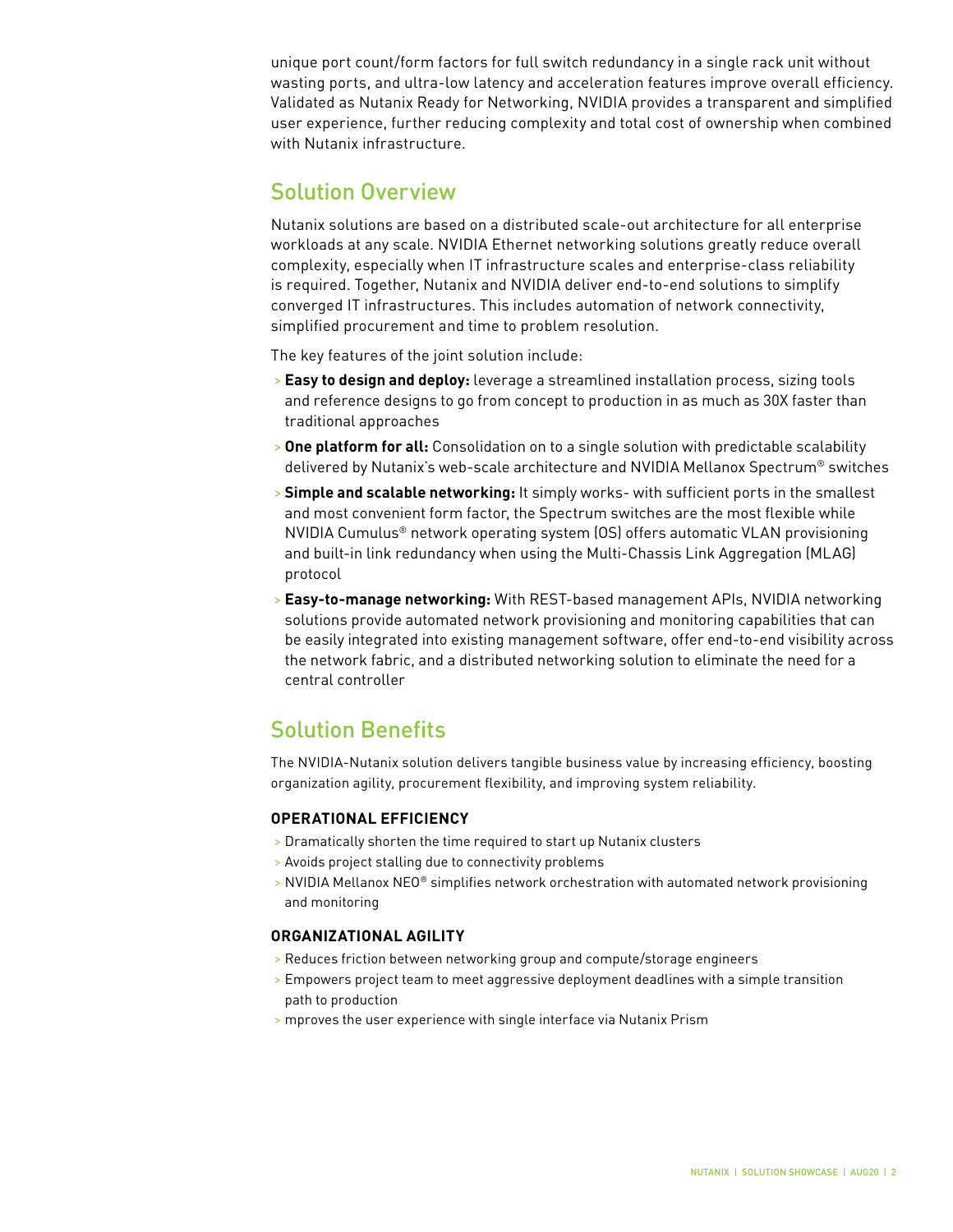unique port count/form factors for full switch redundancy in a single rack unit without wasting ports, and ultra-low latency and acceleration features improve overall efficiency. Validated as Nutanix Ready for Networking, NVIDIA provides a transparent and simplified user experience, further reducing complexity and total cost of ownership when combined with Nutanix infrastructure.

## Solution Overview

Nutanix solutions are based on a distributed scale-out architecture for all enterprise workloads at any scale. NVIDIA Ethernet networking solutions greatly reduce overall complexity, especially when IT infrastructure scales and enterprise-class reliability is required. Together, Nutanix and NVIDIA deliver end-to-end solutions to simplify converged IT infrastructures. This includes automation of network connectivity, simplified procurement and time to problem resolution.

The key features of the joint solution include:

- **Easy to design and deploy:** leverage a streamlined installation process, sizing tools and reference designs to go from concept to production in as much as 30X faster than traditional approaches
- **One platform for all:** Consolidation on to a single solution with predictable scalability delivered by Nutanix's web-scale architecture and NVIDIA Mellanox Spectrum® switches
- **Simple and scalable networking:** It simply works- with sufficient ports in the smallest and most convenient form factor, the Spectrum switches are the most flexible while NVIDIA Cumulus® network operating system (OS) offers automatic VLAN provisioning and built-in link redundancy when using the Multi-Chassis Link Aggregation (MLAG) protocol
- **Easy-to-manage networking:** With REST-based management APIs, NVIDIA networking solutions provide automated network provisioning and monitoring capabilities that can be easily integrated into existing management software, offer end-to-end visibility across the network fabric, and a distributed networking solution to eliminate the need for a central controller

## Solution Benefits

The NVIDIA-Nutanix solution delivers tangible business value by increasing efficiency, boosting organization agility, procurement flexibility, and improving system reliability.

### OPERATIONAL EFFICIENCY

- Dramatically shorten the time required to start up Nutanix clusters
- Avoids project stalling due to connectivity problems
- NVIDIA Mellanox NEO® simplifies network orchestration with automated network provisioning and monitoring

### ORGANIZATIONAL AGILITY

- Reduces friction between networking group and compute/storage engineers
- Empowers project team to meet aggressive deployment deadlines with a simple transition path to production
- mproves the user experience with single interface via Nutanix Prism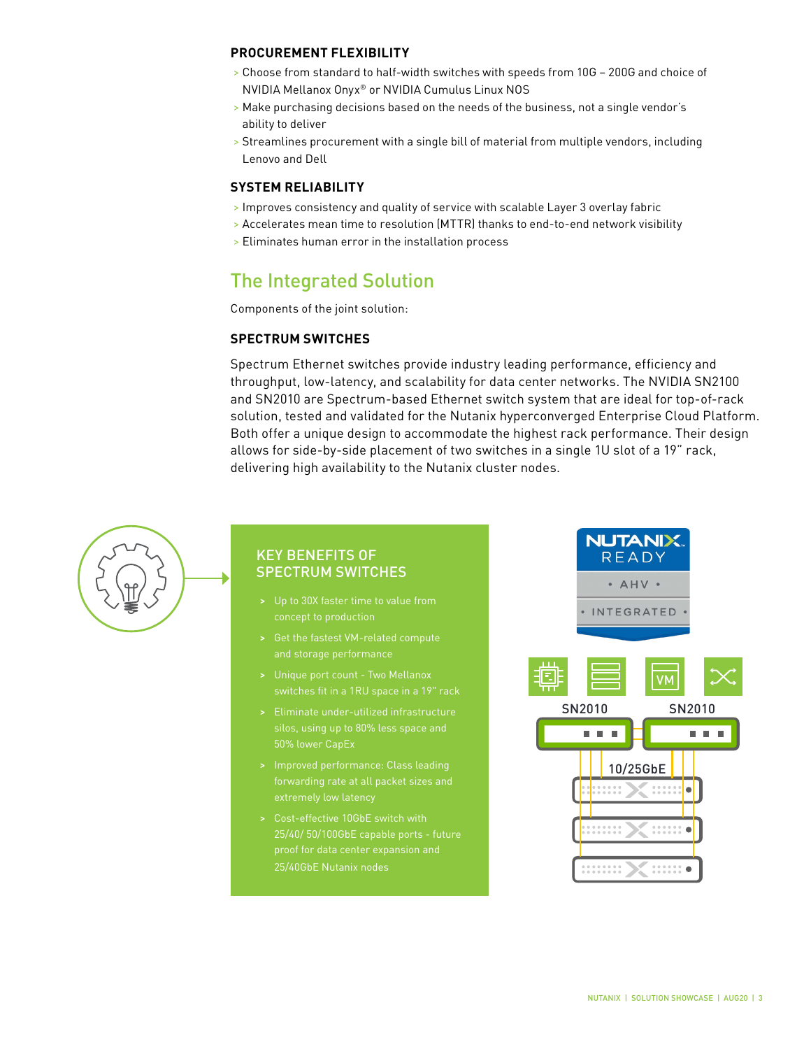### PROCUREMENT FLEXIBILITY

- Choose from standard to half-width switches with speeds from 10G – 200G and choice of NVIDIA Mellanox Onyx® or NVIDIA Cumulus Linux NOS
- Make purchasing decisions based on the needs of the business, not a single vendor's ability to deliver
- Streamlines procurement with a single bill of material from multiple vendors, including Lenovo and Dell

### SYSTEM RELIABILITY

- Improves consistency and quality of service with scalable Layer 3 overlay fabric
- Accelerates mean time to resolution (MTTR) thanks to end-to-end network visibility
- Eliminates human error in the installation process

## The Integrated Solution

Components of the joint solution:

### SPECTRUM SWITCHES

Spectrum Ethernet switches provide industry leading performance, efficiency and throughput, low-latency, and scalability for data center networks. The NVIDIA SN2100 and SN2010 are Spectrum-based Ethernet switch system that are ideal for top-of-rack solution, tested and validated for the Nutanix hyperconverged Enterprise Cloud Platform. Both offer a unique design to accommodate the highest rack performance. Their design allows for side-by-side placement of two switches in a single 1U slot of a 19" rack, delivering high availability to the Nutanix cluster nodes.

### KEY BENEFITS OF SPECTRUM SWITCHES

- Up to 30X faster time to value from concept to production
- Get the fastest VM-related compute and storage performance
- Unique port count - Two Mellanox switches fit in a 1RU space in a 19" rack
- Eliminate under-utilized infrastructure silos, using up to 80% less space and 50% lower CapEx
- Improved performance: Class leading forwarding rate at all packet sizes and extremely low latency
- Cost-effective 10GbE switch with 25/40/ 50/100GbE capable ports - future proof for data center expansion and 25/40GbE Nutanix nodes

NUTANIX READY • AHV • • INTEGRATED •

SN2010 SN2010

10/25GbE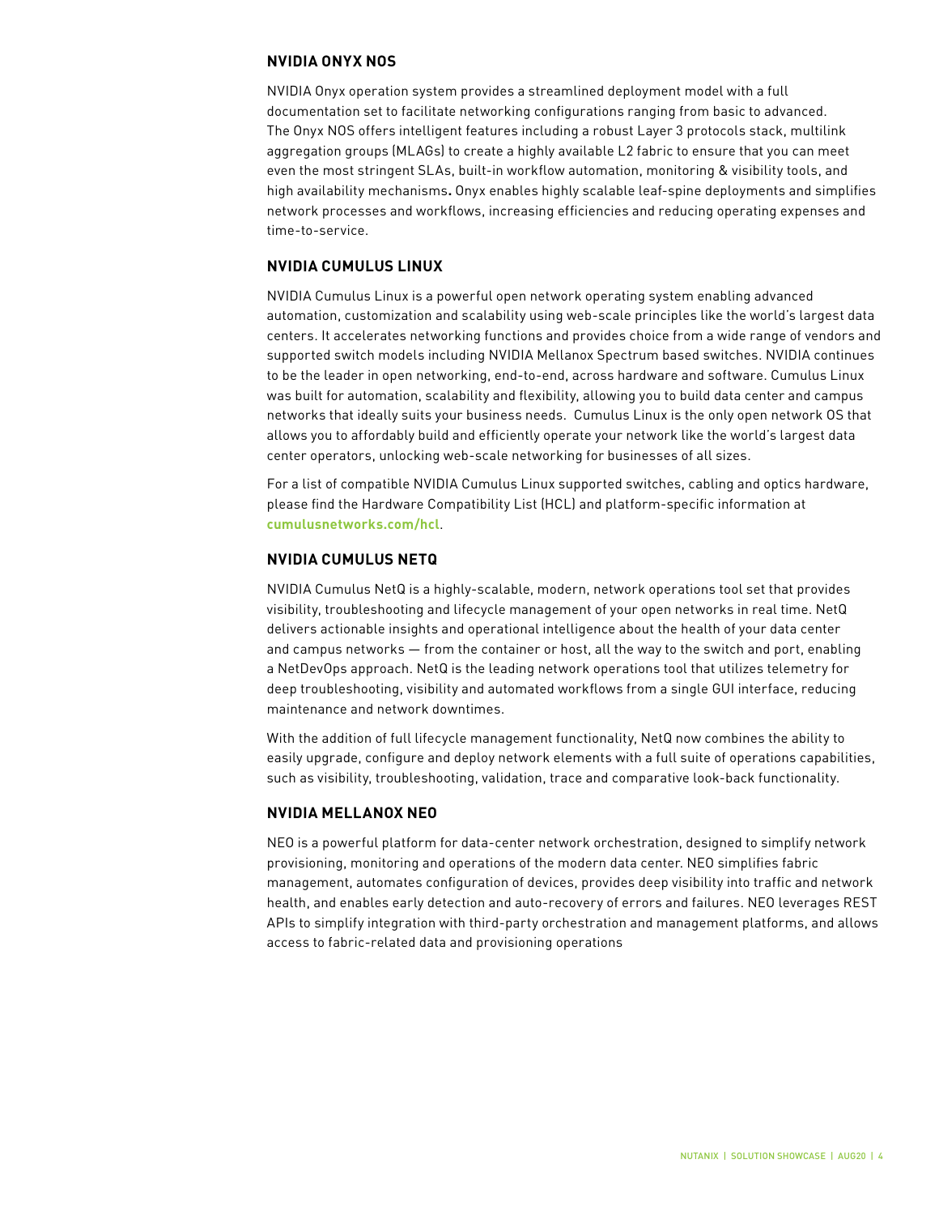### NVIDIA ONYX NOS

NVIDIA Onyx operation system provides a streamlined deployment model with a full documentation set to facilitate networking configurations ranging from basic to advanced. The Onyx NOS offers intelligent features including a robust Layer 3 protocols stack, multilink aggregation groups (MLAGs) to create a highly available L2 fabric to ensure that you can meet even the most stringent SLAs, built-in workflow automation, monitoring & visibility tools, and high availability mechanisms**.** Onyx enables highly scalable leaf-spine deployments and simplifies network processes and workflows, increasing efficiencies and reducing operating expenses and time-to-service.

### NVIDIA CUMULUS LINUX

NVIDIA Cumulus Linux is a powerful open network operating system enabling advanced automation, customization and scalability using web-scale principles like the world's largest data centers. It accelerates networking functions and provides choice from a wide range of vendors and supported switch models including NVIDIA Mellanox Spectrum based switches. NVIDIA continues to be the leader in open networking, end-to-end, across hardware and software. Cumulus Linux was built for automation, scalability and flexibility, allowing you to build data center and campus networks that ideally suits your business needs. Cumulus Linux is the only open network OS that allows you to affordably build and efficiently operate your network like the world's largest data center operators, unlocking web-scale networking for businesses of all sizes.

For a list of compatible NVIDIA Cumulus Linux supported switches, cabling and optics hardware, please find the Hardware Compatibility List (HCL) and platform-specific information at **cumulusnetworks.com/hcl**.

### NVIDIA CUMULUS NETQ

NVIDIA Cumulus NetQ is a highly-scalable, modern, network operations tool set that provides visibility, troubleshooting and lifecycle management of your open networks in real time. NetQ delivers actionable insights and operational intelligence about the health of your data center and campus networks — from the container or host, all the way to the switch and port, enabling a NetDevOps approach. NetQ is the leading network operations tool that utilizes telemetry for deep troubleshooting, visibility and automated workflows from a single GUI interface, reducing maintenance and network downtimes.

With the addition of full lifecycle management functionality, NetQ now combines the ability to easily upgrade, configure and deploy network elements with a full suite of operations capabilities, such as visibility, troubleshooting, validation, trace and comparative look-back functionality.

### NVIDIA MELLANOX NEO

NEO is a powerful platform for data-center network orchestration, designed to simplify network provisioning, monitoring and operations of the modern data center. NEO simplifies fabric management, automates configuration of devices, provides deep visibility into traffic and network health, and enables early detection and auto-recovery of errors and failures. NEO leverages REST APIs to simplify integration with third-party orchestration and management platforms, and allows access to fabric-related data and provisioning operations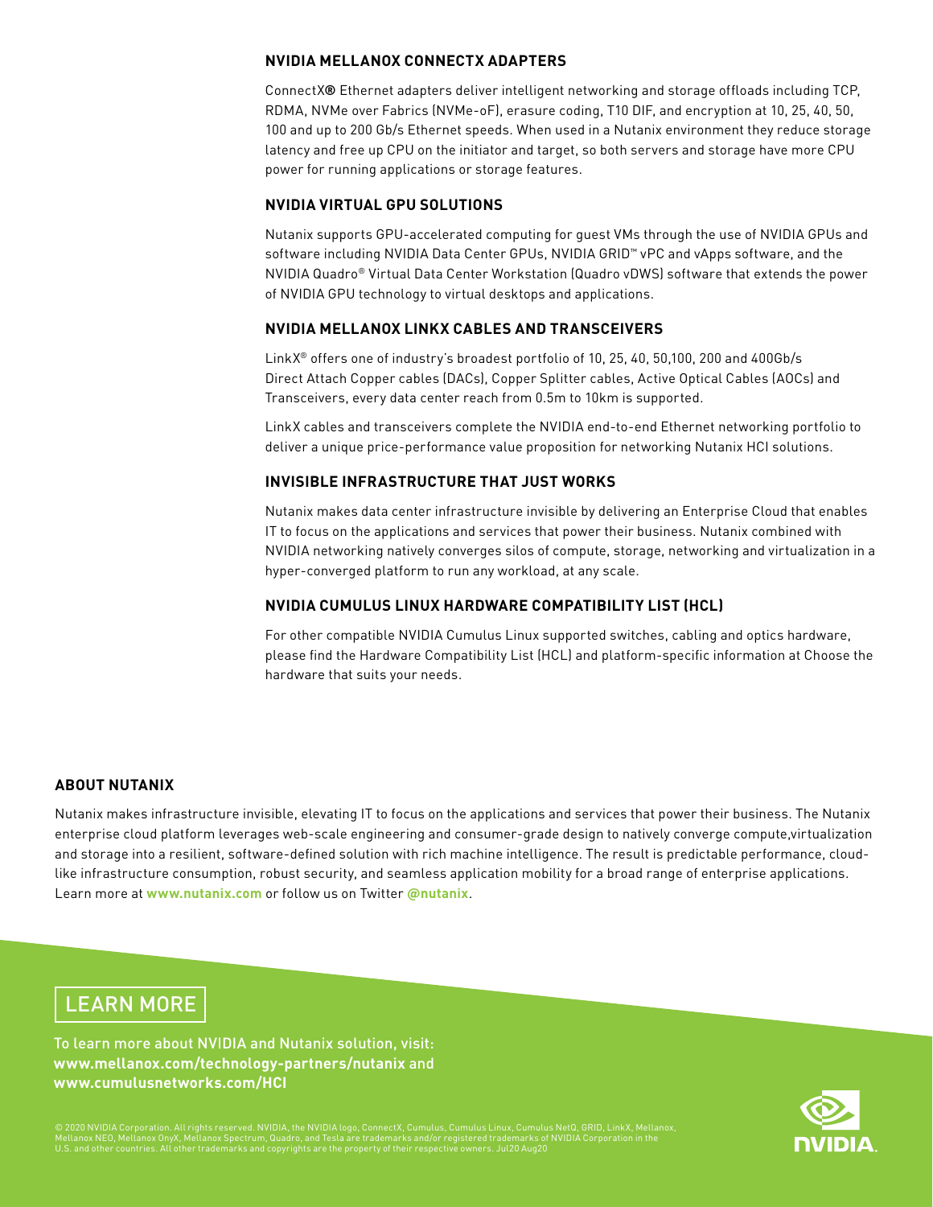### NVIDIA MELLANOX CONNECTX ADAPTERS

ConnectX® Ethernet adapters deliver intelligent networking and storage offloads including TCP, RDMA, NVMe over Fabrics (NVMe-oF), erasure coding, T10 DIF, and encryption at 10, 25, 40, 50, 100 and up to 200 Gb/s Ethernet speeds. When used in a Nutanix environment they reduce storage latency and free up CPU on the initiator and target, so both servers and storage have more CPU power for running applications or storage features.

### NVIDIA VIRTUAL GPU SOLUTIONS

Nutanix supports GPU-accelerated computing for guest VMs through the use of NVIDIA GPUs and software including NVIDIA Data Center GPUs, NVIDIA GRID™ vPC and vApps software, and the NVIDIA Quadro® Virtual Data Center Workstation (Quadro vDWS) software that extends the power of NVIDIA GPU technology to virtual desktops and applications.

### NVIDIA MELLANOX LINKX CABLES AND TRANSCEIVERS

LinkX® offers one of industry's broadest portfolio of 10, 25, 40, 50,100, 200 and 400Gb/s Direct Attach Copper cables (DACs), Copper Splitter cables, Active Optical Cables (AOCs) and Transceivers, every data center reach from 0.5m to 10km is supported.

LinkX cables and transceivers complete the NVIDIA end-to-end Ethernet networking portfolio to deliver a unique price-performance value proposition for networking Nutanix HCI solutions.

### INVISIBLE INFRASTRUCTURE THAT JUST WORKS

Nutanix makes data center infrastructure invisible by delivering an Enterprise Cloud that enables IT to focus on the applications and services that power their business. Nutanix combined with NVIDIA networking natively converges silos of compute, storage, networking and virtualization in a hyper-converged platform to run any workload, at any scale.

### NVIDIA CUMULUS LINUX HARDWARE COMPATIBILITY LIST (HCL)

For other compatible NVIDIA Cumulus Linux supported switches, cabling and optics hardware, please find the Hardware Compatibility List (HCL) and platform-specific information at Choose the hardware that suits your needs.

### ABOUT NUTANIX

Nutanix makes infrastructure invisible, elevating IT to focus on the applications and services that power their business. The Nutanix enterprise cloud platform leverages web-scale engineering and consumer-grade design to natively converge compute,virtualization and storage into a resilient, software-defined solution with rich machine intelligence. The result is predictable performance, cloud-like infrastructure consumption, robust security, and seamless application mobility for a broad range of enterprise applications. Learn more at **www.nutanix.com** or follow us on Twitter **@nutanix**.

## LEARN MORE

To learn more about NVIDIA and Nutanix solution, visit:
**www.mellanox.com/technology-partners/nutanix** and
**www.cumulusnetworks.com/HCI**

© 2020 NVIDIA Corporation. All rights reserved. NVIDIA, the NVIDIA logo, ConnectX, Cumulus, Cumulus Linux, Cumulus NetQ, GRID, LinkX, Mellanox, Mellanox NEO, Mellanox OnyX, Mellanox Spectrum, Quadro, and Tesla are trademarks and/or registered trademarks of NVIDIA Corporation in the U.S. and other countries. All other trademarks and copyrights are the property of their respective owners. Jul20 Aug20